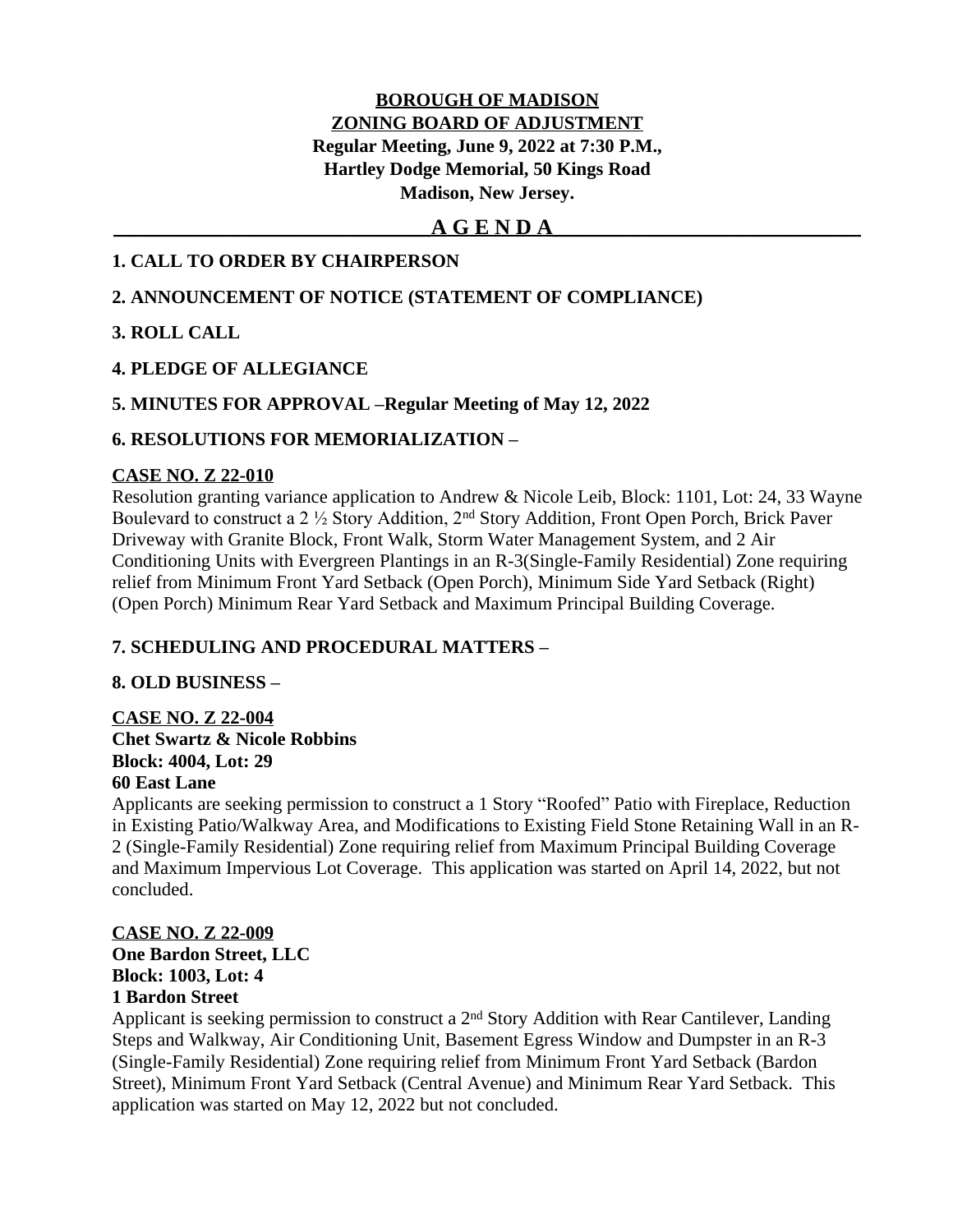**BOROUGH OF MADISON**
**ZONING BOARD OF ADJUSTMENT**
**Regular Meeting, June 9, 2022 at 7:30 P.M.,**
**Hartley Dodge Memorial, 50 Kings Road**
**Madison, New Jersey.**

# A G E N D A

**1. CALL TO ORDER BY CHAIRPERSON**

**2. ANNOUNCEMENT OF NOTICE (STATEMENT OF COMPLIANCE)**

**3. ROLL CALL**

**4. PLEDGE OF ALLEGIANCE**

**5. MINUTES FOR APPROVAL –Regular Meeting of May 12, 2022**

**6. RESOLUTIONS FOR MEMORIALIZATION –**

**CASE NO. Z 22-010**
Resolution granting variance application to Andrew & Nicole Leib, Block: 1101, Lot: 24, 33 Wayne Boulevard to construct a 2 ½ Story Addition, 2nd Story Addition, Front Open Porch, Brick Paver Driveway with Granite Block, Front Walk, Storm Water Management System, and 2 Air Conditioning Units with Evergreen Plantings in an R-3(Single-Family Residential) Zone requiring relief from Minimum Front Yard Setback (Open Porch), Minimum Side Yard Setback (Right) (Open Porch) Minimum Rear Yard Setback and Maximum Principal Building Coverage.

**7. SCHEDULING AND PROCEDURAL MATTERS –**

**8. OLD BUSINESS –**

**CASE NO. Z 22-004**
**Chet Swartz & Nicole Robbins**
**Block: 4004, Lot: 29**
**60 East Lane**
Applicants are seeking permission to construct a 1 Story "Roofed" Patio with Fireplace, Reduction in Existing Patio/Walkway Area, and Modifications to Existing Field Stone Retaining Wall in an R-2 (Single-Family Residential) Zone requiring relief from Maximum Principal Building Coverage and Maximum Impervious Lot Coverage. This application was started on April 14, 2022, but not concluded.

**CASE NO. Z 22-009**
**One Bardon Street, LLC**
**Block: 1003, Lot: 4**
**1 Bardon Street**
Applicant is seeking permission to construct a 2nd Story Addition with Rear Cantilever, Landing Steps and Walkway, Air Conditioning Unit, Basement Egress Window and Dumpster in an R-3 (Single-Family Residential) Zone requiring relief from Minimum Front Yard Setback (Bardon Street), Minimum Front Yard Setback (Central Avenue) and Minimum Rear Yard Setback. This application was started on May 12, 2022 but not concluded.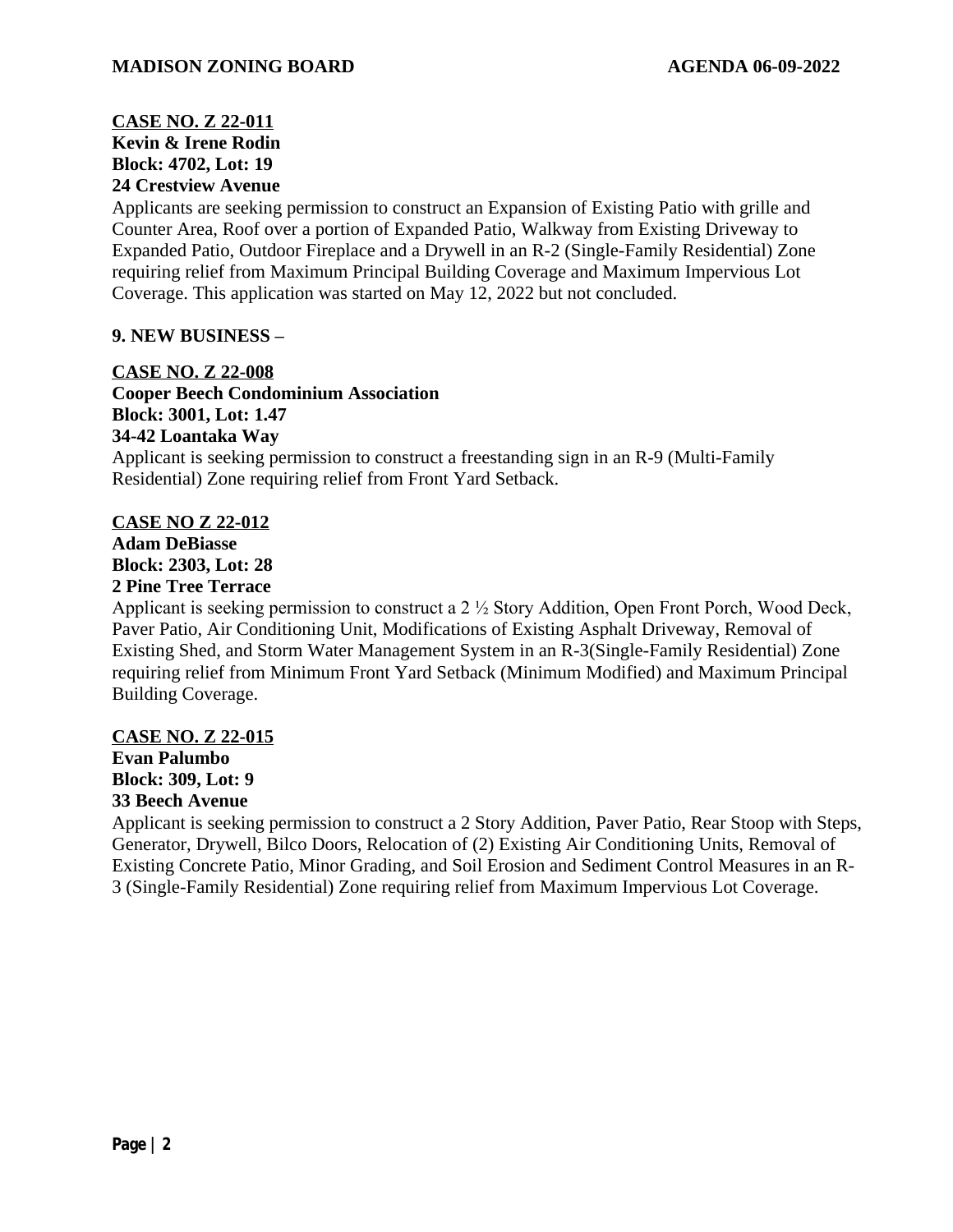**CASE NO. Z 22-011**
**Kevin & Irene Rodin**
**Block: 4702, Lot: 19**
**24 Crestview Avenue**

Applicants are seeking permission to construct an Expansion of Existing Patio with grille and Counter Area, Roof over a portion of Expanded Patio, Walkway from Existing Driveway to Expanded Patio, Outdoor Fireplace and a Drywell in an R-2 (Single-Family Residential) Zone requiring relief from Maximum Principal Building Coverage and Maximum Impervious Lot Coverage. This application was started on May 12, 2022 but not concluded.

**9. NEW BUSINESS –**

**CASE NO. Z 22-008**
**Cooper Beech Condominium Association**
**Block: 3001, Lot: 1.47**
**34-42 Loantaka Way**

Applicant is seeking permission to construct a freestanding sign in an R-9 (Multi-Family Residential) Zone requiring relief from Front Yard Setback.

**CASE NO Z 22-012**
**Adam DeBiasse**
**Block: 2303, Lot: 28**
**2 Pine Tree Terrace**

Applicant is seeking permission to construct a 2 ½ Story Addition, Open Front Porch, Wood Deck, Paver Patio, Air Conditioning Unit, Modifications of Existing Asphalt Driveway, Removal of Existing Shed, and Storm Water Management System in an R-3(Single-Family Residential) Zone requiring relief from Minimum Front Yard Setback (Minimum Modified) and Maximum Principal Building Coverage.

**CASE NO. Z 22-015**
**Evan Palumbo**
**Block: 309, Lot: 9**
**33 Beech Avenue**

Applicant is seeking permission to construct a 2 Story Addition, Paver Patio, Rear Stoop with Steps, Generator, Drywell, Bilco Doors, Relocation of (2) Existing Air Conditioning Units, Removal of Existing Concrete Patio, Minor Grading, and Soil Erosion and Sediment Control Measures in an R-3 (Single-Family Residential) Zone requiring relief from Maximum Impervious Lot Coverage.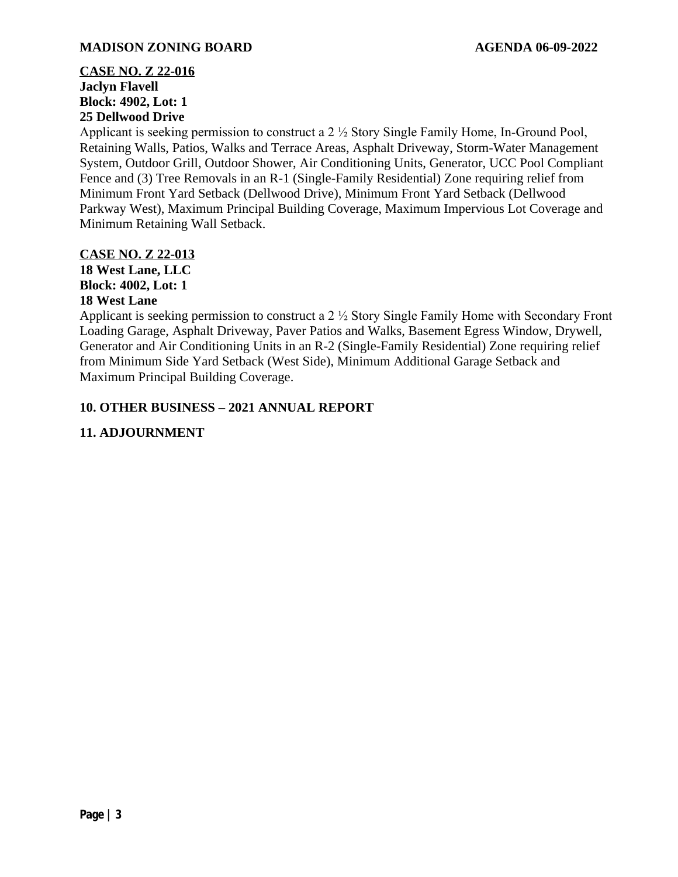**CASE NO. Z 22-016**
**Jaclyn Flavell**
**Block: 4902, Lot: 1**
**25 Dellwood Drive**

Applicant is seeking permission to construct a 2 ½ Story Single Family Home, In-Ground Pool, Retaining Walls, Patios, Walks and Terrace Areas, Asphalt Driveway, Storm-Water Management System, Outdoor Grill, Outdoor Shower, Air Conditioning Units, Generator, UCC Pool Compliant Fence and (3) Tree Removals in an R-1 (Single-Family Residential) Zone requiring relief from Minimum Front Yard Setback (Dellwood Drive), Minimum Front Yard Setback (Dellwood Parkway West), Maximum Principal Building Coverage, Maximum Impervious Lot Coverage and Minimum Retaining Wall Setback.

**CASE NO. Z 22-013**
**18 West Lane, LLC**
**Block: 4002, Lot: 1**
**18 West Lane**

Applicant is seeking permission to construct a 2 ½ Story Single Family Home with Secondary Front Loading Garage, Asphalt Driveway, Paver Patios and Walks, Basement Egress Window, Drywell, Generator and Air Conditioning Units in an R-2 (Single-Family Residential) Zone requiring relief from Minimum Side Yard Setback (West Side), Minimum Additional Garage Setback and Maximum Principal Building Coverage.

## 10. OTHER BUSINESS – 2021 ANNUAL REPORT

## 11. ADJOURNMENT